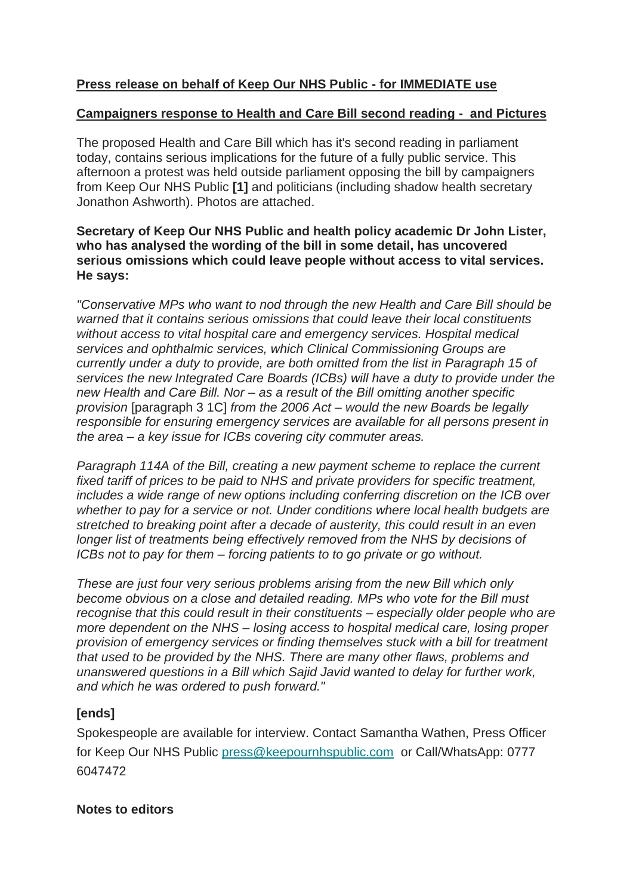**Press release on behalf of Keep Our NHS Public - for IMMEDIATE use**

**Campaigners response to Health and Care Bill second reading - and Pictures**

The proposed Health and Care Bill which has it's second reading in parliament today, contains serious implications for the future of a fully public service. This afternoon a protest was held outside parliament opposing the bill by campaigners from Keep Our NHS Public **[1]** and politicians (including shadow health secretary Jonathon Ashworth). Photos are attached.

**Secretary of Keep Our NHS Public and health policy academic Dr John Lister, who has analysed the wording of the bill in some detail, has uncovered serious omissions which could leave people without access to vital services. He says:**

*"Conservative MPs who want to nod through the new Health and Care Bill should be warned that it contains serious omissions that could leave their local constituents without access to vital hospital care and emergency services. Hospital medical services and ophthalmic services, which Clinical Commissioning Groups are currently under a duty to provide, are both omitted from the list in Paragraph 15 of services the new Integrated Care Boards (ICBs) will have a duty to provide under the new Health and Care Bill. Nor – as a result of the Bill omitting another specific provision* [paragraph 3 1C] *from the 2006 Act – would the new Boards be legally responsible for ensuring emergency services are available for all persons present in the area – a key issue for ICBs covering city commuter areas.*

*Paragraph 114A of the Bill, creating a new payment scheme to replace the current fixed tariff of prices to be paid to NHS and private providers for specific treatment, includes a wide range of new options including conferring discretion on the ICB over whether to pay for a service or not. Under conditions where local health budgets are stretched to breaking point after a decade of austerity, this could result in an even longer list of treatments being effectively removed from the NHS by decisions of ICBs not to pay for them – forcing patients to to go private or go without.*

*These are just four very serious problems arising from the new Bill which only become obvious on a close and detailed reading. MPs who vote for the Bill must recognise that this could result in their constituents – especially older people who are more dependent on the NHS – losing access to hospital medical care, losing proper provision of emergency services or finding themselves stuck with a bill for treatment that used to be provided by the NHS. There are many other flaws, problems and unanswered questions in a Bill which Sajid Javid wanted to delay for further work, and which he was ordered to push forward."*

**[ends]**

Spokespeople are available for interview. Contact Samantha Wathen, Press Officer for Keep Our NHS Public press@keepournhspublic.com or Call/WhatsApp: 0777 6047472

**Notes to editors**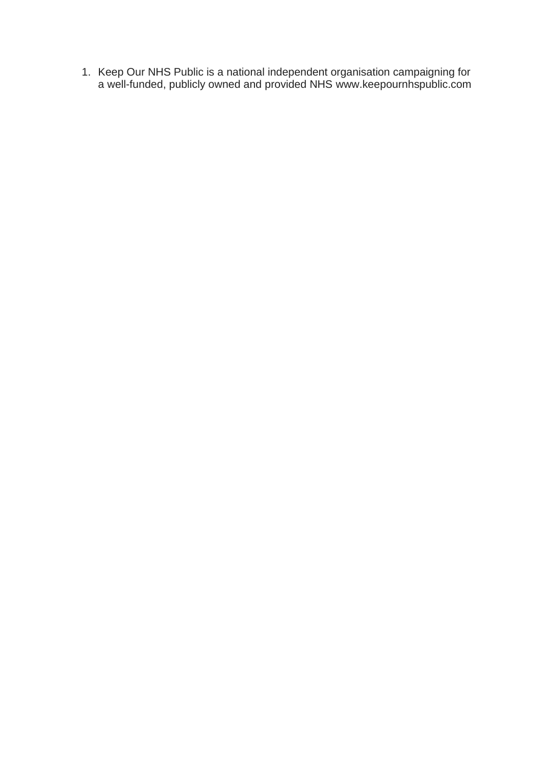1. Keep Our NHS Public is a national independent organisation campaigning for a well-funded, publicly owned and provided NHS www.keepournhspublic.com